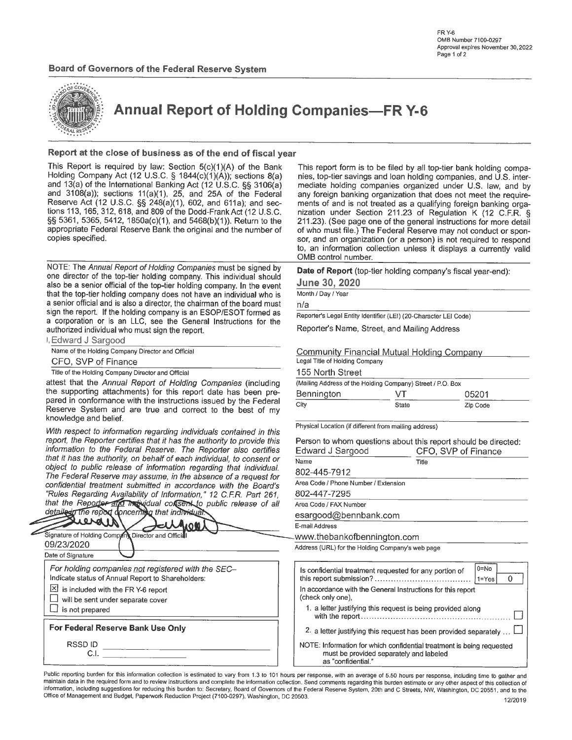FR Y-6
OMB Number 7100-0297
Approval expires November 30, 2022

**Board of Governors of the Federal Reserve System**

# Annual Report of Holding Companies—FR Y-6

### Report at the close of business as of the end of fiscal year

This Report is required by law: Section 5(c)(1)(A) of the Bank Holding Company Act (12 U.S.C. § 1844(c)(1)(A)); sections 8(a) and 13(a) of the International Banking Act (12 U.S.C. §§ 3106(a) and 3108(a)); sections 11(a)(1), 25, and 25A of the Federal Reserve Act (12 U.S.C. §§ 248(a)(1), 602, and 611a); and sections 113, 165, 312, 618, and 809 of the Dodd-Frank Act (12 U.S.C. §§ 5361, 5365, 5412, 1850a(c)(1), and 5468(b)(1)). Return to the appropriate Federal Reserve Bank the original and the number of copies specified.

This report form is to be filed by all top-tier bank holding companies, top-tier savings and loan holding companies, and U.S. intermediate holding companies organized under U.S. law, and by any foreign banking organization that does not meet the requirements of and is not treated as a qualifying foreign banking organization under Section 211.23 of Regulation K (12 C.F.R. § 211.23). (See page one of the general instructions for more detail of who must file.) The Federal Reserve may not conduct or sponsor, and an organization (or a person) is not required to respond to, an information collection unless it displays a currently valid OMB control number.

NOTE: The *Annual Report of Holding Companies* must be signed by one director of the top-tier holding company. This individual should also be a senior official of the top-tier holding company. In the event that the top-tier holding company does not have an individual who is a senior official and is also a director, the chairman of the board must sign the report. If the holding company is an ESOP/ESOT formed as a corporation or is an LLC, see the General Instructions for the authorized individual who must sign the report.

I, Edward J Sargood
Name of the Holding Company Director and Official

CFO, SVP of Finance
Title of the Holding Company Director and Official

attest that the *Annual Report of Holding Companies* (including the supporting attachments) for this report date has been prepared in conformance with the instructions issued by the Federal Reserve System and are true and correct to the best of my knowledge and belief.

*With respect to information regarding individuals contained in this report, the Reporter certifies that it has the authority to provide this information to the Federal Reserve. The Reporter also certifies that it has the authority, on behalf of each individual, to consent or object to public release of information regarding that individual. The Federal Reserve may assume, in the absence of a request for confidential treatment submitted in accordance with the Board's "Rules Regarding Availability of Information," 12 C.F.R. Part 261, that the Reporter and individual consent to public release of all details in the report concerning that individual.*

Signature of Holding Company Director and Official

09/23/2020
Date of Signature

*For holding companies not registered with the SEC–*
Indicate status of Annual Report to Shareholders:

- [x] is included with the FR Y-6 report
- [ ] will be sent under separate cover
- [ ] is not prepared

**For Federal Reserve Bank Use Only**

RSSD ID
C.I.

**Date of Report** (top-tier holding company's fiscal year-end):
June 30, 2020
Month / Day / Year

n/a
Reporter's Legal Entity Identifier (LEI) (20-Character LEI Code)

Reporter's Name, Street, and Mailing Address

Community Financial Mutual Holding Company
Legal Title of Holding Company

155 North Street
(Mailing Address of the Holding Company) Street / P.O. Box

| City | State | Zip Code |
|---|---|---|
| Bennington | VT | 05201 |

Physical Location (if different from mailing address)

Person to whom questions about this report should be directed:

| Name | Title |
|---|---|
| Edward J Sargood | CFO, SVP of Finance |

802-445-7912
Area Code / Phone Number / Extension

802-447-7295
Area Code / FAX Number

esargood@bennbank.com
E-mail Address

www.thebankofbennington.com
Address (URL) for the Holding Company's web page

Is confidential treatment requested for any portion of this report submission? (0=No, 1=Yes): 0

In accordance with the General Instructions for this report (check only one),

1. a letter justifying this request is being provided along with the report [ ]
2. a letter justifying this request has been provided separately ... [ ]

NOTE: Information for which confidential treatment is being requested must be provided separately and labeled as "confidential."

Public reporting burden for this information collection is estimated to vary from 1.3 to 101 hours per response, with an average of 5.50 hours per response, including time to gather and maintain data in the required form and to review instructions and complete the information collection. Send comments regarding this burden estimate or any other aspect of this collection of information, including suggestions for reducing this burden to: Secretary, Board of Governors of the Federal Reserve System, 20th and C Streets, NW, Washington, DC 20551, and to the Office of Management and Budget, Paperwork Reduction Project (7100-0297), Washington, DC 20503.

12/2019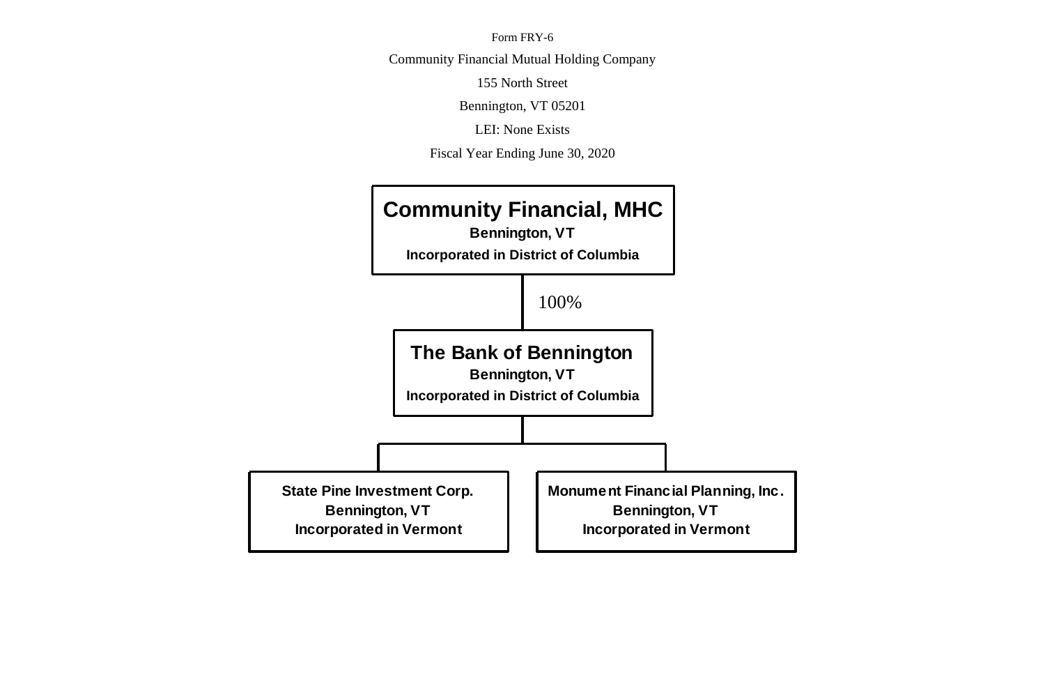Form FRY-6

Community Financial Mutual Holding Company

155 North Street

Bennington, VT 05201

LEI: None Exists

Fiscal Year Ending June 30, 2020

**Community Financial, MHC**
**Bennington, VT**
**Incorporated in District of Columbia**

100%

**The Bank of Bennington**
**Bennington, VT**
**Incorporated in District of Columbia**

**State Pine Investment Corp.**
**Bennington, VT**
**Incorporated in Vermont**

**Monument Financial Planning, Inc.**
**Bennington, VT**
**Incorporated in Vermont**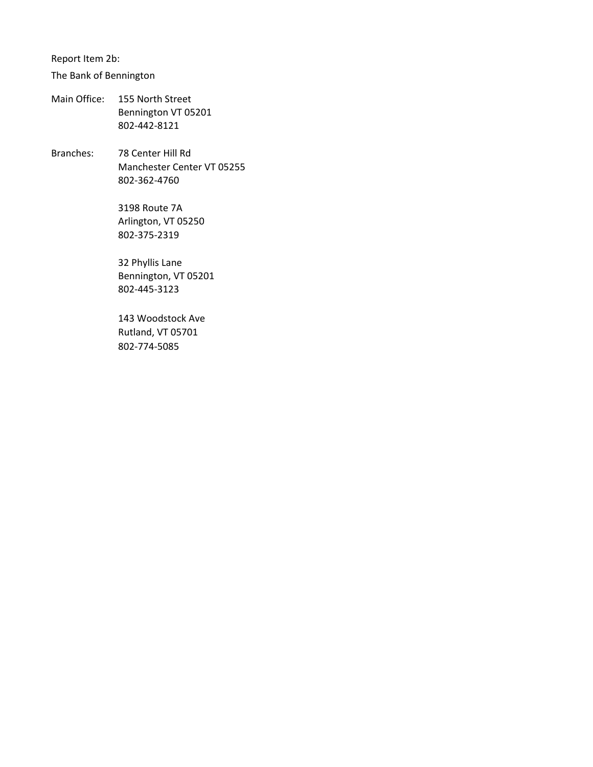Report Item 2b:

The Bank of Bennington

Main Office:

155 North Street
Bennington VT 05201
802-442-8121

Branches:

78 Center Hill Rd
Manchester Center VT 05255
802-362-4760

3198 Route 7A
Arlington, VT 05250
802-375-2319

32 Phyllis Lane
Bennington, VT 05201
802-445-3123

143 Woodstock Ave
Rutland, VT 05701
802-774-5085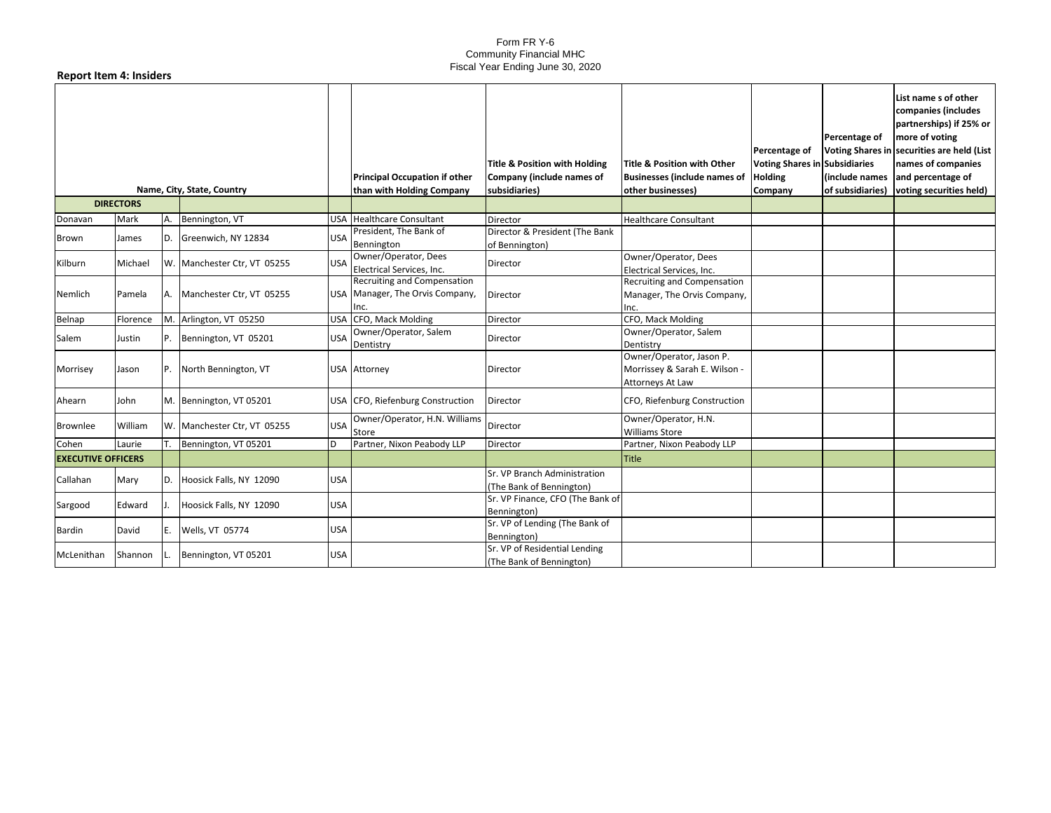Form FR Y-6
Community Financial MHC
Fiscal Year Ending June 30, 2020

**Report Item 4: Insiders**

| Name, City, State, Country | | | | | Principal Occupation if other than with Holding Company | Title & Position with Holding Company (include names of subsidiaries) | Title & Position with Other Businesses (include names of other businesses) | Percentage of Voting Shares in Holding Company | Percentage of Voting Shares in Subsidiaries (include names of subsidiaries) | List name s of other companies (includes partnerships) if 25% or more of voting securities are held (List names of companies and percentage of voting securities held) |
|---|---|---|---|---|---|---|---|---|---|---|
| **DIRECTORS** | | | | | | | | | | |
| Donavan | Mark | A. | Bennington, VT | USA | Healthcare Consultant | Director | Healthcare Consultant | | | |
| Brown | James | D. | Greenwich, NY 12834 | USA | President, The Bank of Bennington | Director & President (The Bank of Bennington) | | | | |
| Kilburn | Michael | W. | Manchester Ctr, VT 05255 | USA | Owner/Operator, Dees Electrical Services, Inc. | Director | Owner/Operator, Dees Electrical Services, Inc. | | | |
| Nemlich | Pamela | A. | Manchester Ctr, VT 05255 | USA | Recruiting and Compensation Manager, The Orvis Company, Inc. | Director | Recruiting and Compensation Manager, The Orvis Company, Inc. | | | |
| Belnap | Florence | M. | Arlington, VT 05250 | USA | CFO, Mack Molding | Director | CFO, Mack Molding | | | |
| Salem | Justin | P. | Bennington, VT 05201 | USA | Owner/Operator, Salem Dentistry | Director | Owner/Operator, Salem Dentistry | | | |
| Morrisey | Jason | P. | North Bennington, VT | USA | Attorney | Director | Owner/Operator, Jason P. Morrissey & Sarah E. Wilson - Attorneys At Law | | | |
| Ahearn | John | M. | Bennington, VT 05201 | USA | CFO, Riefenburg Construction | Director | CFO, Riefenburg Construction | | | |
| Brownlee | William | W. | Manchester Ctr, VT 05255 | USA | Owner/Operator, H.N. Williams Store | Director | Owner/Operator, H.N. Williams Store | | | |
| Cohen | Laurie | T. | Bennington, VT 05201 | D | Partner, Nixon Peabody LLP | Director | Partner, Nixon Peabody LLP | | | |
| **EXECUTIVE OFFICERS** | | | | | | | Title | | | |
| Callahan | Mary | D. | Hoosick Falls, NY 12090 | USA | | Sr. VP Branch Administration (The Bank of Bennington) | | | | |
| Sargood | Edward | J. | Hoosick Falls, NY 12090 | USA | | Sr. VP Finance, CFO (The Bank of Bennington) | | | | |
| Bardin | David | E. | Wells, VT 05774 | USA | | Sr. VP of Lending (The Bank of Bennington) | | | | |
| McLenithan | Shannon | L. | Bennington, VT 05201 | USA | | Sr. VP of Residential Lending (The Bank of Bennington) | | | | |